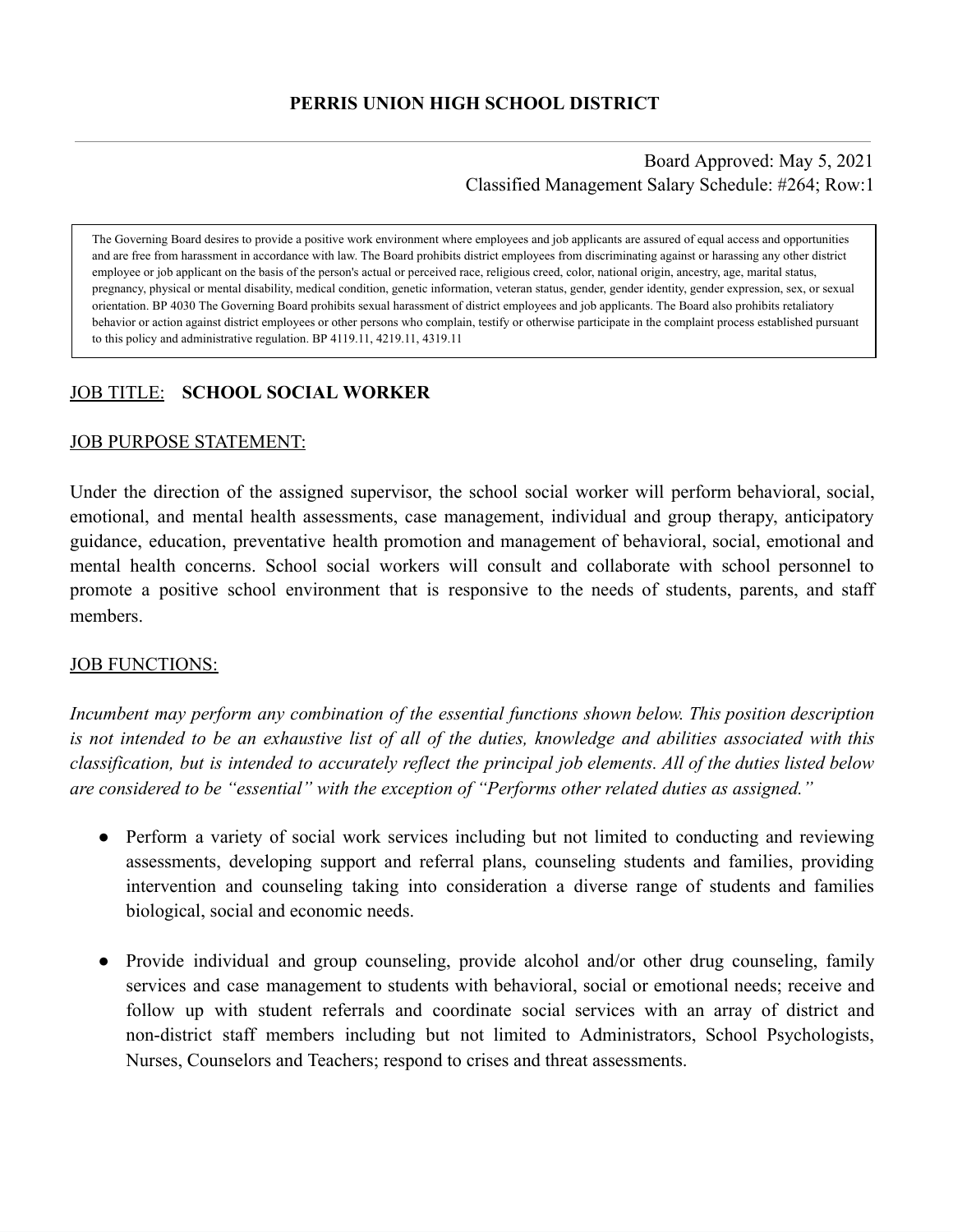# PERRIS UNION HIGH SCHOOL DISTRICT

Board Approved: May 5, 2021
Classified Management Salary Schedule: #264; Row:1

> The Governing Board desires to provide a positive work environment where employees and job applicants are assured of equal access and opportunities and are free from harassment in accordance with law. The Board prohibits district employees from discriminating against or harassing any other district employee or job applicant on the basis of the person's actual or perceived race, religious creed, color, national origin, ancestry, age, marital status, pregnancy, physical or mental disability, medical condition, genetic information, veteran status, gender, gender identity, gender expression, sex, or sexual orientation. BP 4030 The Governing Board prohibits sexual harassment of district employees and job applicants. The Board also prohibits retaliatory behavior or action against district employees or other persons who complain, testify or otherwise participate in the complaint process established pursuant to this policy and administrative regulation. BP 4119.11, 4219.11, 4319.11

JOB TITLE: **SCHOOL SOCIAL WORKER**

JOB PURPOSE STATEMENT:

Under the direction of the assigned supervisor, the school social worker will perform behavioral, social, emotional, and mental health assessments, case management, individual and group therapy, anticipatory guidance, education, preventative health promotion and management of behavioral, social, emotional and mental health concerns. School social workers will consult and collaborate with school personnel to promote a positive school environment that is responsive to the needs of students, parents, and staff members.

JOB FUNCTIONS:

*Incumbent may perform any combination of the essential functions shown below. This position description is not intended to be an exhaustive list of all of the duties, knowledge and abilities associated with this classification, but is intended to accurately reflect the principal job elements. All of the duties listed below are considered to be "essential" with the exception of "Performs other related duties as assigned."*

- Perform a variety of social work services including but not limited to conducting and reviewing assessments, developing support and referral plans, counseling students and families, providing intervention and counseling taking into consideration a diverse range of students and families biological, social and economic needs.

- Provide individual and group counseling, provide alcohol and/or other drug counseling, family services and case management to students with behavioral, social or emotional needs; receive and follow up with student referrals and coordinate social services with an array of district and non-district staff members including but not limited to Administrators, School Psychologists, Nurses, Counselors and Teachers; respond to crises and threat assessments.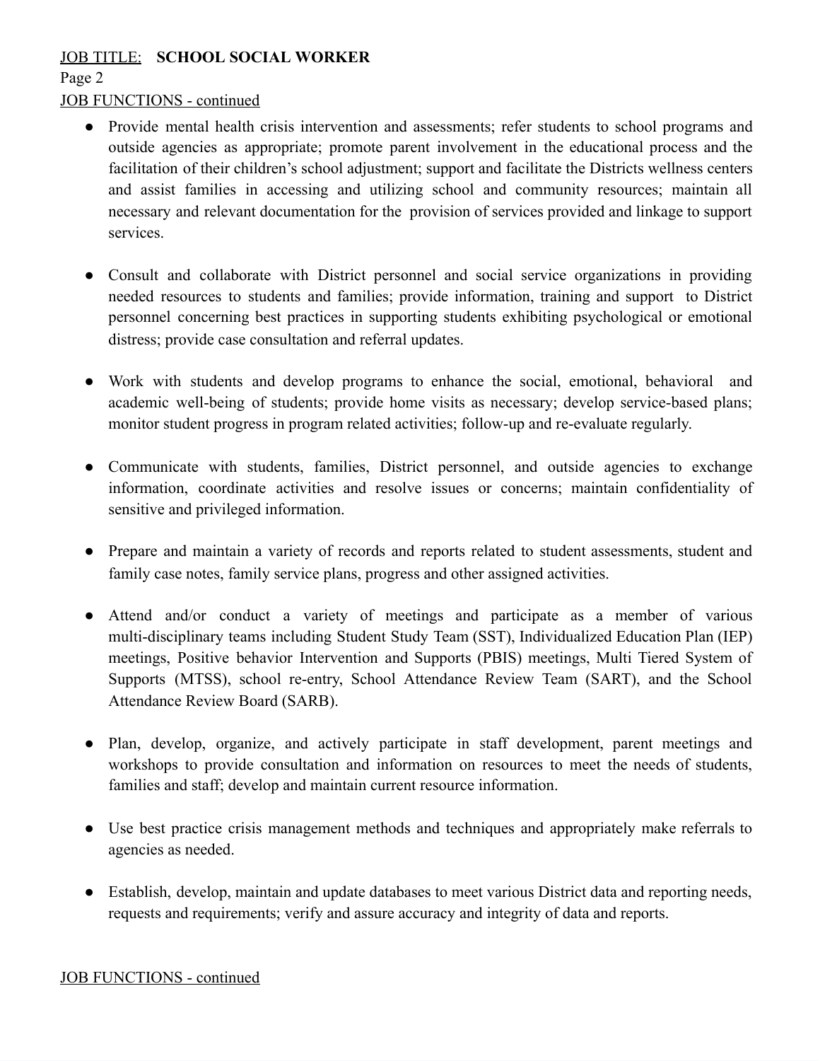JOB TITLE: **SCHOOL SOCIAL WORKER**

JOB FUNCTIONS - continued

- Provide mental health crisis intervention and assessments; refer students to school programs and outside agencies as appropriate; promote parent involvement in the educational process and the facilitation of their children's school adjustment; support and facilitate the Districts wellness centers and assist families in accessing and utilizing school and community resources; maintain all necessary and relevant documentation for the provision of services provided and linkage to support services.

- Consult and collaborate with District personnel and social service organizations in providing needed resources to students and families; provide information, training and support to District personnel concerning best practices in supporting students exhibiting psychological or emotional distress; provide case consultation and referral updates.

- Work with students and develop programs to enhance the social, emotional, behavioral and academic well-being of students; provide home visits as necessary; develop service-based plans; monitor student progress in program related activities; follow-up and re-evaluate regularly.

- Communicate with students, families, District personnel, and outside agencies to exchange information, coordinate activities and resolve issues or concerns; maintain confidentiality of sensitive and privileged information.

- Prepare and maintain a variety of records and reports related to student assessments, student and family case notes, family service plans, progress and other assigned activities.

- Attend and/or conduct a variety of meetings and participate as a member of various multi-disciplinary teams including Student Study Team (SST), Individualized Education Plan (IEP) meetings, Positive behavior Intervention and Supports (PBIS) meetings, Multi Tiered System of Supports (MTSS), school re-entry, School Attendance Review Team (SART), and the School Attendance Review Board (SARB).

- Plan, develop, organize, and actively participate in staff development, parent meetings and workshops to provide consultation and information on resources to meet the needs of students, families and staff; develop and maintain current resource information.

- Use best practice crisis management methods and techniques and appropriately make referrals to agencies as needed.

- Establish, develop, maintain and update databases to meet various District data and reporting needs, requests and requirements; verify and assure accuracy and integrity of data and reports.

JOB FUNCTIONS - continued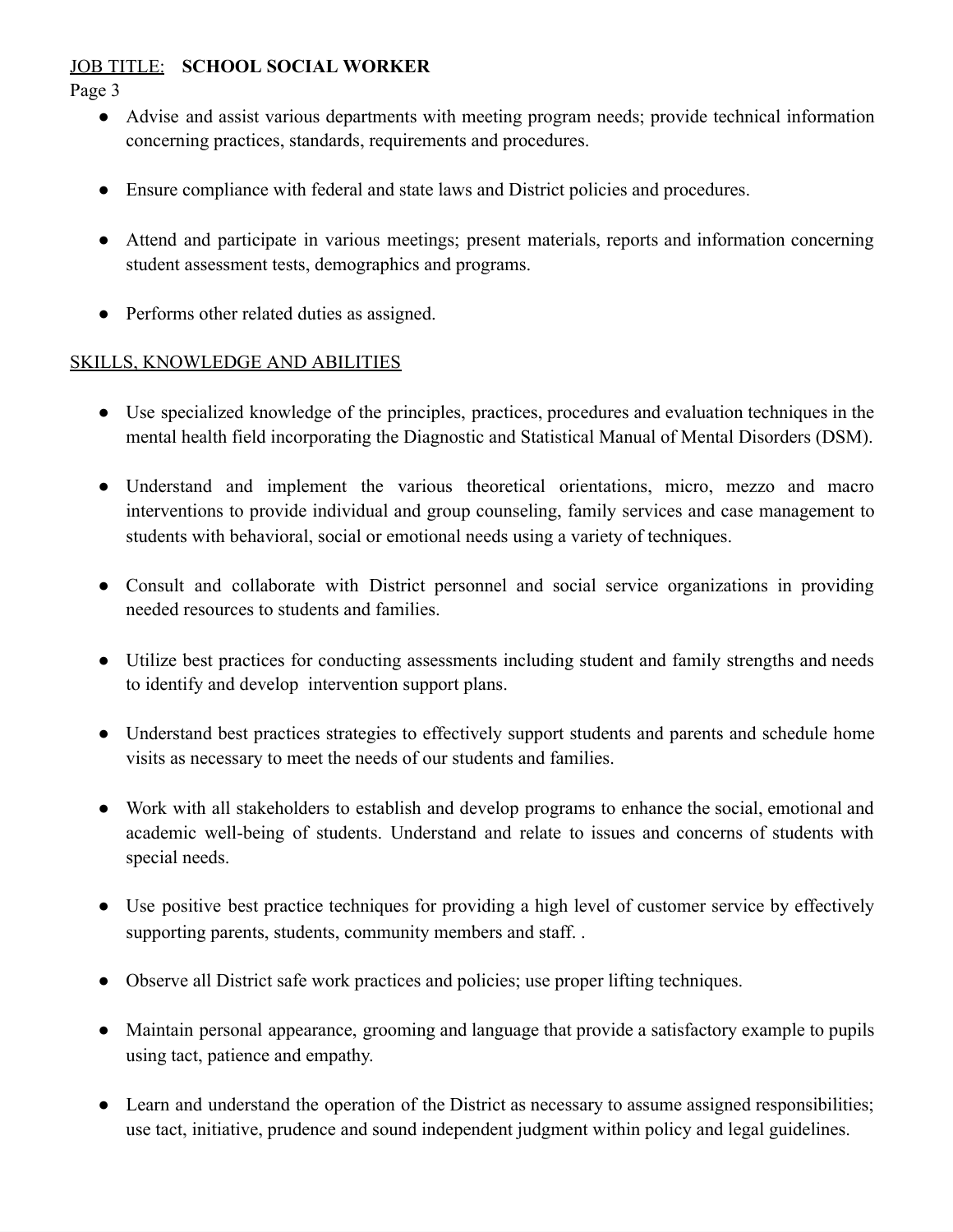- Advise and assist various departments with meeting program needs; provide technical information concerning practices, standards, requirements and procedures.

- Ensure compliance with federal and state laws and District policies and procedures.

- Attend and participate in various meetings; present materials, reports and information concerning student assessment tests, demographics and programs.

- Performs other related duties as assigned.

## SKILLS, KNOWLEDGE AND ABILITIES

- Use specialized knowledge of the principles, practices, procedures and evaluation techniques in the mental health field incorporating the Diagnostic and Statistical Manual of Mental Disorders (DSM).

- Understand and implement the various theoretical orientations, micro, mezzo and macro interventions to provide individual and group counseling, family services and case management to students with behavioral, social or emotional needs using a variety of techniques.

- Consult and collaborate with District personnel and social service organizations in providing needed resources to students and families.

- Utilize best practices for conducting assessments including student and family strengths and needs to identify and develop intervention support plans.

- Understand best practices strategies to effectively support students and parents and schedule home visits as necessary to meet the needs of our students and families.

- Work with all stakeholders to establish and develop programs to enhance the social, emotional and academic well-being of students. Understand and relate to issues and concerns of students with special needs.

- Use positive best practice techniques for providing a high level of customer service by effectively supporting parents, students, community members and staff. .

- Observe all District safe work practices and policies; use proper lifting techniques.

- Maintain personal appearance, grooming and language that provide a satisfactory example to pupils using tact, patience and empathy.

- Learn and understand the operation of the District as necessary to assume assigned responsibilities; use tact, initiative, prudence and sound independent judgment within policy and legal guidelines.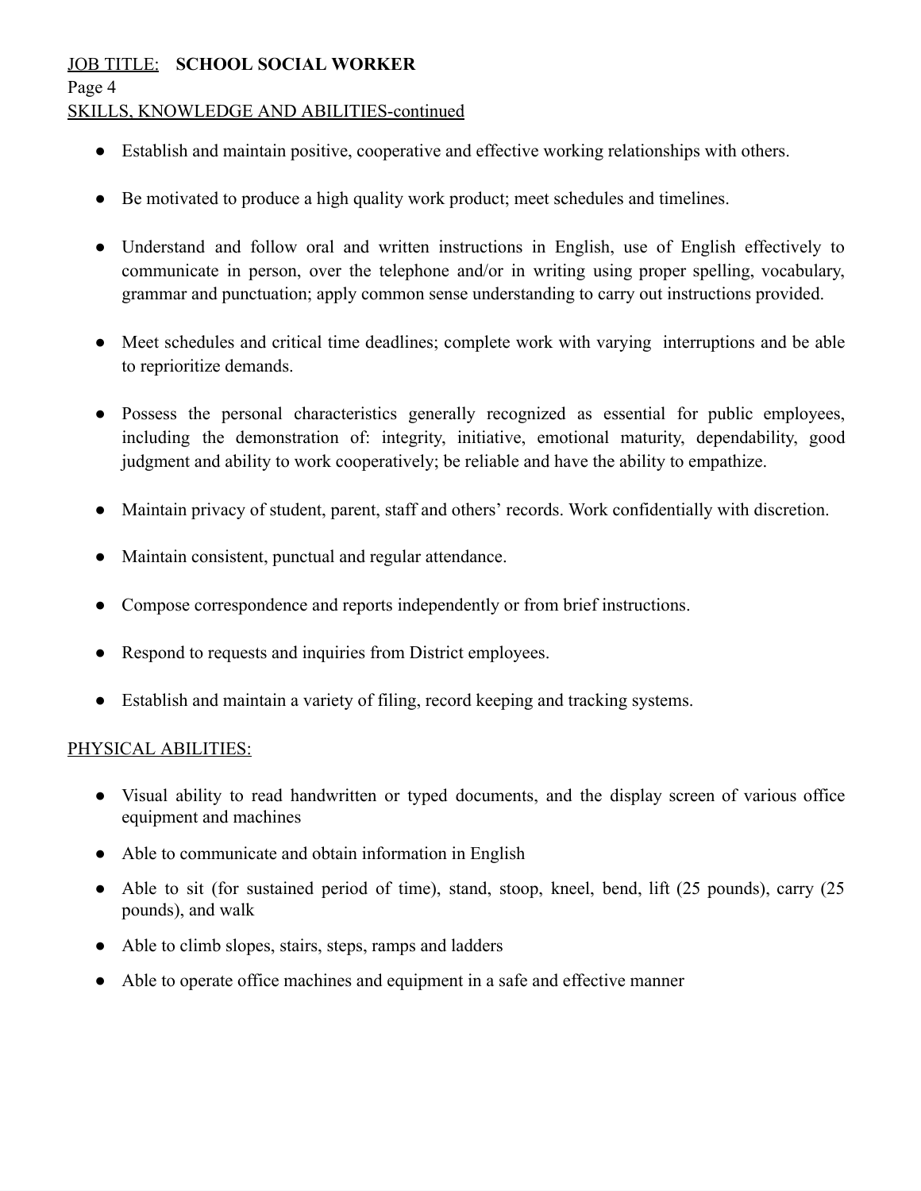SKILLS, KNOWLEDGE AND ABILITIES-continued

- Establish and maintain positive, cooperative and effective working relationships with others.
- Be motivated to produce a high quality work product; meet schedules and timelines.
- Understand and follow oral and written instructions in English, use of English effectively to communicate in person, over the telephone and/or in writing using proper spelling, vocabulary, grammar and punctuation; apply common sense understanding to carry out instructions provided.
- Meet schedules and critical time deadlines; complete work with varying interruptions and be able to reprioritize demands.
- Possess the personal characteristics generally recognized as essential for public employees, including the demonstration of: integrity, initiative, emotional maturity, dependability, good judgment and ability to work cooperatively; be reliable and have the ability to empathize.
- Maintain privacy of student, parent, staff and others' records. Work confidentially with discretion.
- Maintain consistent, punctual and regular attendance.
- Compose correspondence and reports independently or from brief instructions.
- Respond to requests and inquiries from District employees.
- Establish and maintain a variety of filing, record keeping and tracking systems.

## PHYSICAL ABILITIES:

- Visual ability to read handwritten or typed documents, and the display screen of various office equipment and machines
- Able to communicate and obtain information in English
- Able to sit (for sustained period of time), stand, stoop, kneel, bend, lift (25 pounds), carry (25 pounds), and walk
- Able to climb slopes, stairs, steps, ramps and ladders
- Able to operate office machines and equipment in a safe and effective manner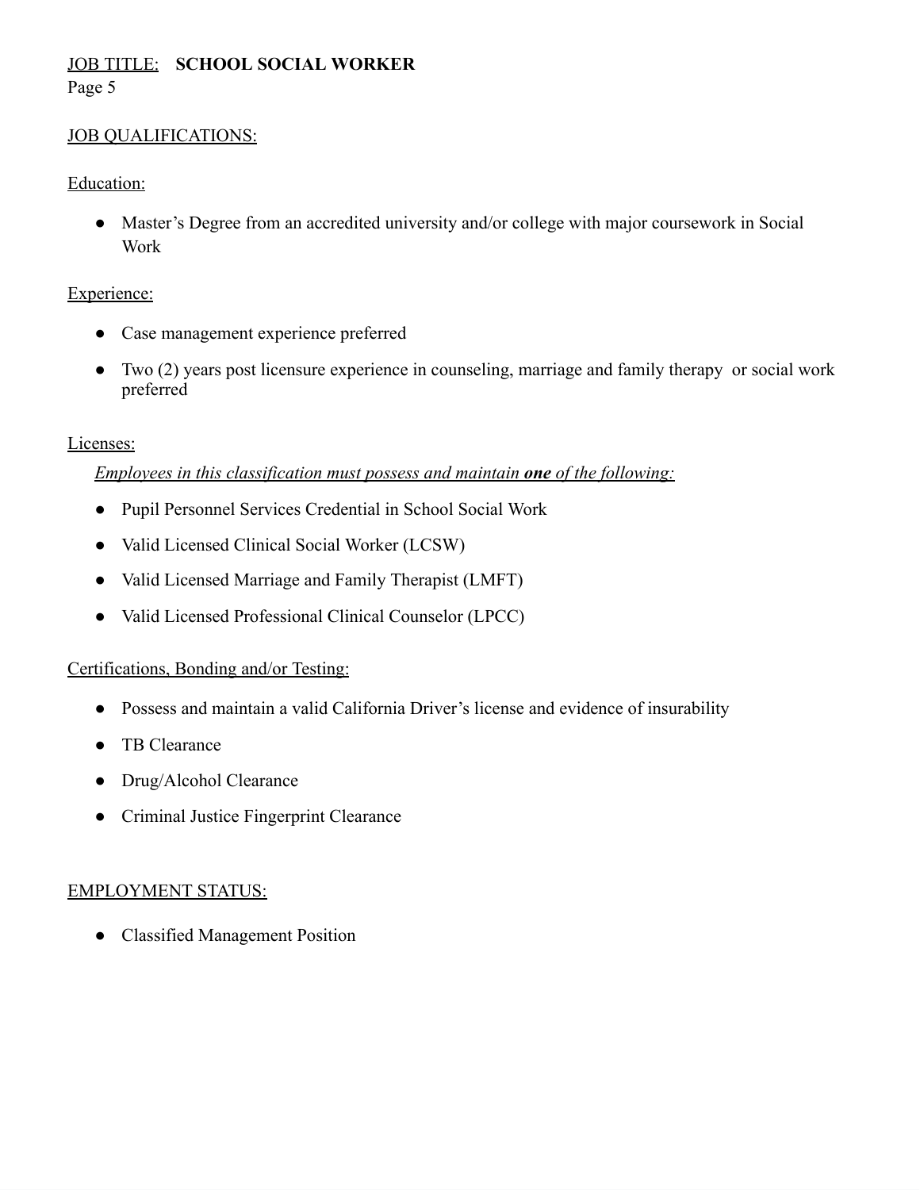## JOB QUALIFICATIONS:

### Education:

- Master's Degree from an accredited university and/or college with major coursework in Social Work

### Experience:

- Case management experience preferred
- Two (2) years post licensure experience in counseling, marriage and family therapy or social work preferred

### Licenses:

*Employees in this classification must possess and maintain* ***one*** *of the following:*

- Pupil Personnel Services Credential in School Social Work
- Valid Licensed Clinical Social Worker (LCSW)
- Valid Licensed Marriage and Family Therapist (LMFT)
- Valid Licensed Professional Clinical Counselor (LPCC)

### Certifications, Bonding and/or Testing:

- Possess and maintain a valid California Driver's license and evidence of insurability
- TB Clearance
- Drug/Alcohol Clearance
- Criminal Justice Fingerprint Clearance

## EMPLOYMENT STATUS:

- Classified Management Position